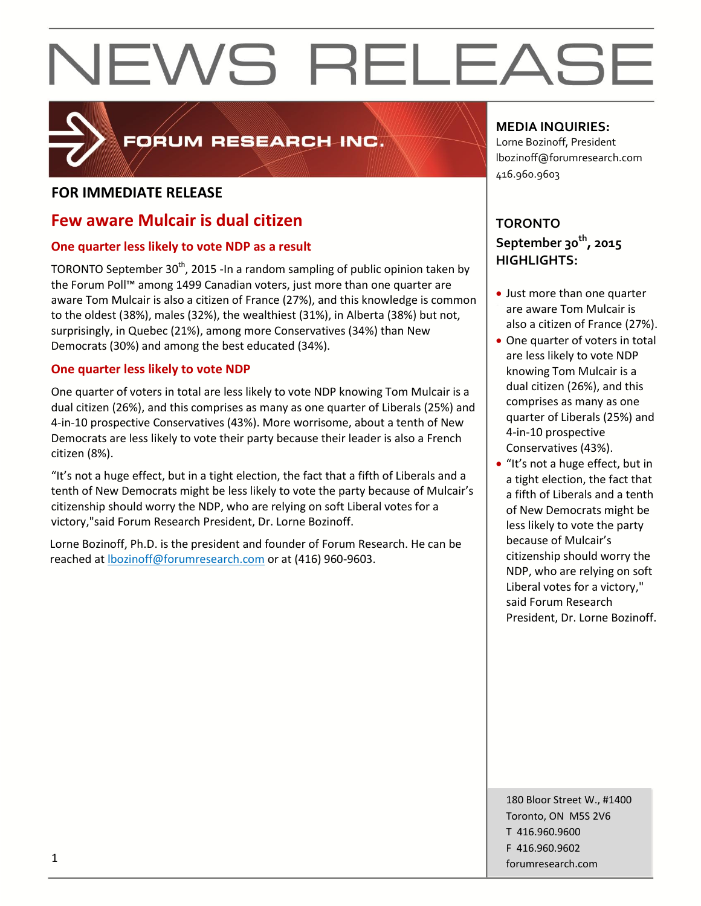# NEWS RELEASE

FORUM RESEARCH INC.

**FOR IMMEDIATE RELEASE**

## Few aware Mulcair is dual citizen

### One quarter less likely to vote NDP as a result

TORONTO September 30th, 2015 -In a random sampling of public opinion taken by the Forum Poll™ among 1499 Canadian voters, just more than one quarter are aware Tom Mulcair is also a citizen of France (27%), and this knowledge is common to the oldest (38%), males (32%), the wealthiest (31%), in Alberta (38%) but not, surprisingly, in Quebec (21%), among more Conservatives (34%) than New Democrats (30%) and among the best educated (34%).

### One quarter less likely to vote NDP

One quarter of voters in total are less likely to vote NDP knowing Tom Mulcair is a dual citizen (26%), and this comprises as many as one quarter of Liberals (25%) and 4-in-10 prospective Conservatives (43%). More worrisome, about a tenth of New Democrats are less likely to vote their party because their leader is also a French citizen (8%).

"It's not a huge effect, but in a tight election, the fact that a fifth of Liberals and a tenth of New Democrats might be less likely to vote the party because of Mulcair's citizenship should worry the NDP, who are relying on soft Liberal votes for a victory,"said Forum Research President, Dr. Lorne Bozinoff.

Lorne Bozinoff, Ph.D. is the president and founder of Forum Research. He can be reached at lbozinoff@forumresearch.com or at (416) 960-9603.

**MEDIA INQUIRIES:**
Lorne Bozinoff, President
lbozinoff@forumresearch.com
416.960.9603

**TORONTO**
**September 30th, 2015**
**HIGHLIGHTS:**

- Just more than one quarter are aware Tom Mulcair is also a citizen of France (27%).
- One quarter of voters in total are less likely to vote NDP knowing Tom Mulcair is a dual citizen (26%), and this comprises as many as one quarter of Liberals (25%) and 4-in-10 prospective Conservatives (43%).
- "It's not a huge effect, but in a tight election, the fact that a fifth of Liberals and a tenth of New Democrats might be less likely to vote the party because of Mulcair's citizenship should worry the NDP, who are relying on soft Liberal votes for a victory," said Forum Research President, Dr. Lorne Bozinoff.

180 Bloor Street W., #1400
Toronto, ON M5S 2V6
T 416.960.9600
F 416.960.9602
forumresearch.com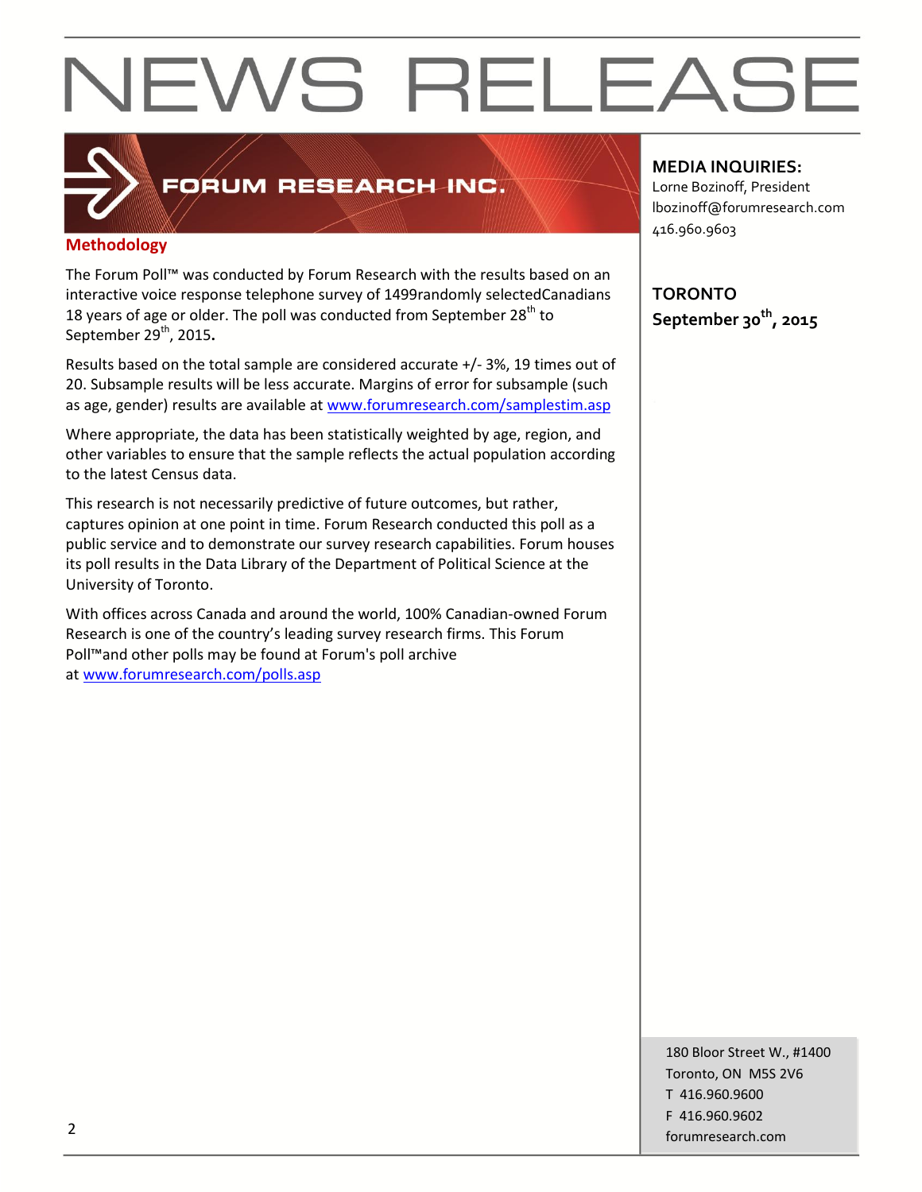# NEWS RELEASE

**FORUM RESEARCH INC.**

## Methodology

The Forum Poll™ was conducted by Forum Research with the results based on an interactive voice response telephone survey of 1499randomly selectedCanadians 18 years of age or older. The poll was conducted from September 28th to September 29th, 2015.

Results based on the total sample are considered accurate +/- 3%, 19 times out of 20. Subsample results will be less accurate. Margins of error for subsample (such as age, gender) results are available at www.forumresearch.com/samplestim.asp

Where appropriate, the data has been statistically weighted by age, region, and other variables to ensure that the sample reflects the actual population according to the latest Census data.

This research is not necessarily predictive of future outcomes, but rather, captures opinion at one point in time. Forum Research conducted this poll as a public service and to demonstrate our survey research capabilities. Forum houses its poll results in the Data Library of the Department of Political Science at the University of Toronto.

With offices across Canada and around the world, 100% Canadian-owned Forum Research is one of the country's leading survey research firms. This Forum Poll™and other polls may be found at Forum's poll archive at www.forumresearch.com/polls.asp

**MEDIA INQUIRIES:**
Lorne Bozinoff, President
lbozinoff@forumresearch.com
416.960.9603

**TORONTO**
**September 30th, 2015**

180 Bloor Street W., #1400
Toronto, ON M5S 2V6
T 416.960.9600
F 416.960.9602
forumresearch.com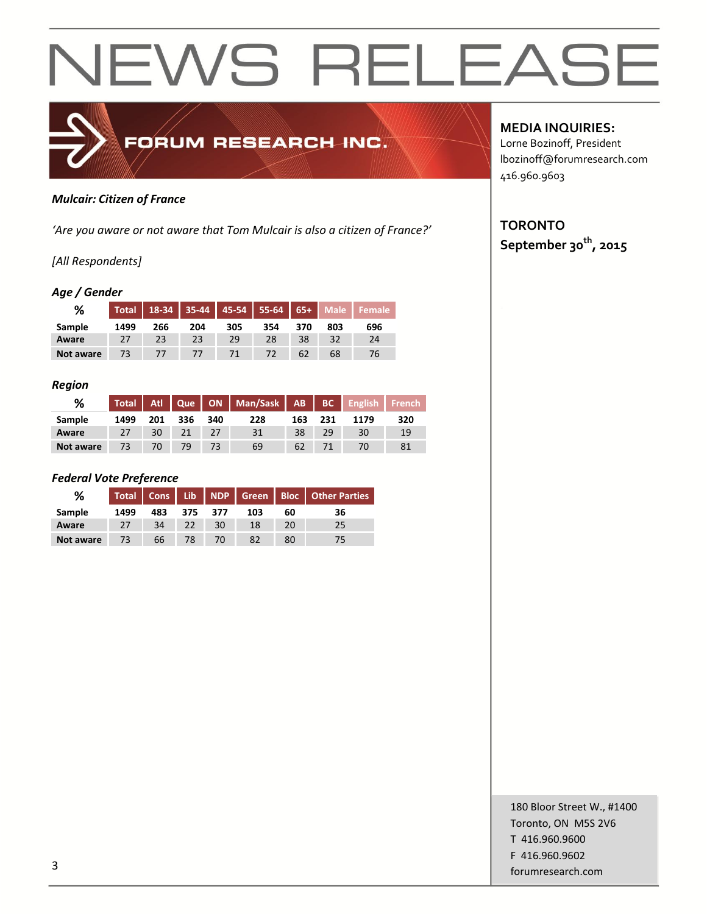# NEWS RELEASE

FORUM RESEARCH INC.

**MEDIA INQUIRIES:**
Lorne Bozinoff, President
lbozinoff@forumresearch.com
416.960.9603

**TORONTO**
**September 30th, 2015**

***Mulcair: Citizen of France***

*'Are you aware or not aware that Tom Mulcair is also a citizen of France?'*

*[All Respondents]*

***Age / Gender***

| % | Total | 18-34 | 35-44 | 45-54 | 55-64 | 65+ | Male | Female |
|---|---|---|---|---|---|---|---|---|
| **Sample** | **1499** | **266** | **204** | **305** | **354** | **370** | **803** | **696** |
| **Aware** | 27 | 23 | 23 | 29 | 28 | 38 | 32 | 24 |
| **Not aware** | 73 | 77 | 77 | 71 | 72 | 62 | 68 | 76 |

***Region***

| % | Total | Atl | Que | ON | Man/Sask | AB | BC | English | French |
|---|---|---|---|---|---|---|---|---|---|
| **Sample** | **1499** | **201** | **336** | **340** | **228** | **163** | **231** | **1179** | **320** |
| **Aware** | 27 | 30 | 21 | 27 | 31 | 38 | 29 | 30 | 19 |
| **Not aware** | 73 | 70 | 79 | 73 | 69 | 62 | 71 | 70 | 81 |

***Federal Vote Preference***

| % | Total | Cons | Lib | NDP | Green | Bloc | Other Parties |
|---|---|---|---|---|---|---|---|
| **Sample** | **1499** | **483** | **375** | **377** | **103** | **60** | **36** |
| **Aware** | 27 | 34 | 22 | 30 | 18 | 20 | 25 |
| **Not aware** | 73 | 66 | 78 | 70 | 82 | 80 | 75 |

180 Bloor Street W., #1400
Toronto, ON M5S 2V6
T 416.960.9600
F 416.960.9602
forumresearch.com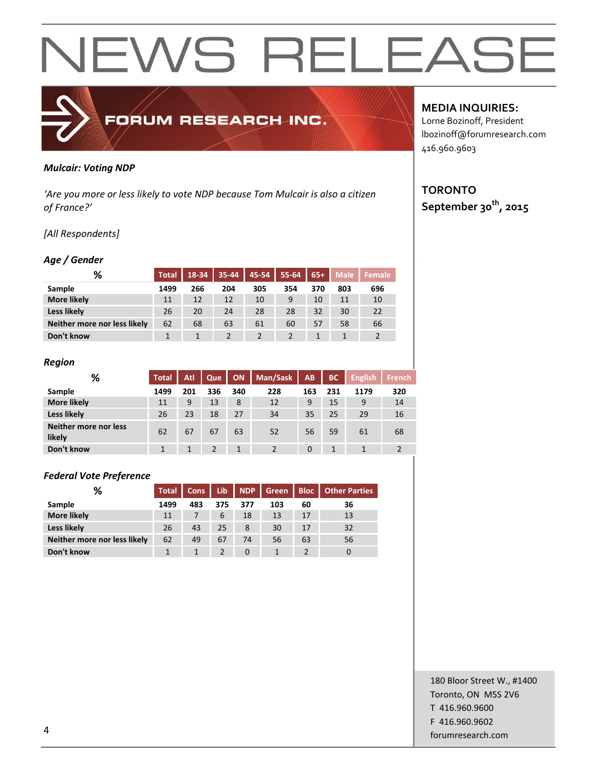# NEWS RELEASE

FORUM RESEARCH INC.

**MEDIA INQUIRIES:**
Lorne Bozinoff, President
lbozinoff@forumresearch.com
416.960.9603

**TORONTO**
**September 30th, 2015**

***Mulcair: Voting NDP***

*'Are you more or less likely to vote NDP because Tom Mulcair is also a citizen of France?'*

*[All Respondents]*

***Age / Gender***

| % | Total | 18-34 | 35-44 | 45-54 | 55-64 | 65+ | Male | Female |
|---|---|---|---|---|---|---|---|---|
| **Sample** | **1499** | **266** | **204** | **305** | **354** | **370** | **803** | **696** |
| **More likely** | 11 | 12 | 12 | 10 | 9 | 10 | 11 | 10 |
| **Less likely** | 26 | 20 | 24 | 28 | 28 | 32 | 30 | 22 |
| **Neither more nor less likely** | 62 | 68 | 63 | 61 | 60 | 57 | 58 | 66 |
| **Don't know** | 1 | 1 | 2 | 2 | 2 | 1 | 1 | 2 |

***Region***

| % | Total | Atl | Que | ON | Man/Sask | AB | BC | English | French |
|---|---|---|---|---|---|---|---|---|---|
| **Sample** | **1499** | **201** | **336** | **340** | **228** | **163** | **231** | **1179** | **320** |
| **More likely** | 11 | 9 | 13 | 8 | 12 | 9 | 15 | 9 | 14 |
| **Less likely** | 26 | 23 | 18 | 27 | 34 | 35 | 25 | 29 | 16 |
| **Neither more nor less likely** | 62 | 67 | 67 | 63 | 52 | 56 | 59 | 61 | 68 |
| **Don't know** | 1 | 1 | 2 | 1 | 2 | 0 | 1 | 1 | 2 |

***Federal Vote Preference***

| % | Total | Cons | Lib | NDP | Green | Bloc | Other Parties |
|---|---|---|---|---|---|---|---|
| **Sample** | **1499** | **483** | **375** | **377** | **103** | **60** | **36** |
| **More likely** | 11 | 7 | 6 | 18 | 13 | 17 | 13 |
| **Less likely** | 26 | 43 | 25 | 8 | 30 | 17 | 32 |
| **Neither more nor less likely** | 62 | 49 | 67 | 74 | 56 | 63 | 56 |
| **Don't know** | 1 | 1 | 2 | 0 | 1 | 2 | 0 |

180 Bloor Street W., #1400
Toronto, ON M5S 2V6
T 416.960.9600
F 416.960.9602
forumresearch.com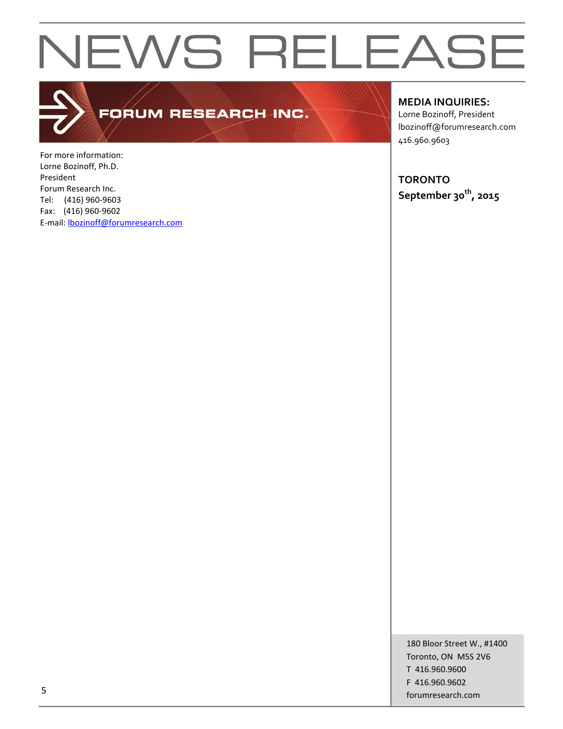# NEWS RELEASE

FORUM RESEARCH INC.

**MEDIA INQUIRIES:**
Lorne Bozinoff, President
lbozinoff@forumresearch.com
416.960.9603

**TORONTO**
**September 30th, 2015**

For more information:
Lorne Bozinoff, Ph.D.
President
Forum Research Inc.
Tel: (416) 960-9603
Fax: (416) 960-9602
E-mail: lbozinoff@forumresearch.com

180 Bloor Street W., #1400
Toronto, ON M5S 2V6
T 416.960.9600
F 416.960.9602
forumresearch.com